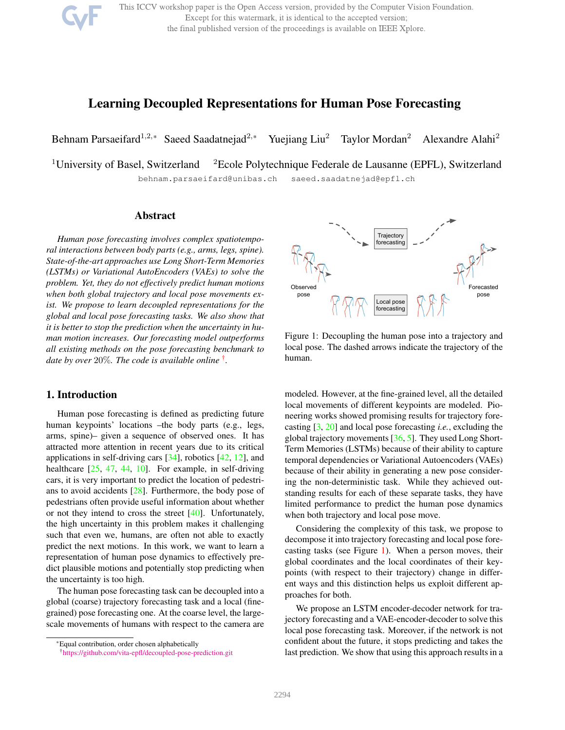# Learning Decoupled Representations for Human Pose Forecasting

Behnam Parsaeifard[1,2,*] Saeed Saadatnejad[2,*] Yuejiang Liu[2] Taylor Mordan[2] Alexandre Alahi[2]

[1]University of Basel, Switzerland [2]Ecole Polytechnique Federale de Lausanne (EPFL), Switzerland

behnam.parsaeifard@unibas.ch saeed.saadatnejad@epfl.ch

## Abstract

*Human pose forecasting involves complex spatiotemporal interactions between body parts (e.g., arms, legs, spine). State-of-the-art approaches use Long Short-Term Memories (LSTMs) or Variational AutoEncoders (VAEs) to solve the problem. Yet, they do not effectively predict human motions when both global trajectory and local pose movements exist. We propose to learn decoupled representations for the global and local pose forecasting tasks. We also show that it is better to stop the prediction when the uncertainty in human motion increases. Our forecasting model outperforms all existing methods on the pose forecasting benchmark to date by over 20%. The code is available online [†].*

Figure 1: Decoupling the human pose into a trajectory and local pose. The dashed arrows indicate the trajectory of the human.

## 1. Introduction

Human pose forecasting is defined as predicting future human keypoints' locations –the body parts (e.g., legs, arms, spine)– given a sequence of observed ones. It has attracted more attention in recent years due to its critical applications in self-driving cars [34], robotics [42, 12], and healthcare [25, 47, 44, 10]. For example, in self-driving cars, it is very important to predict the location of pedestrians to avoid accidents [28]. Furthermore, the body pose of pedestrians often provide useful information about whether or not they intend to cross the street [40]. Unfortunately, the high uncertainty in this problem makes it challenging such that even we, humans, are often not able to exactly predict the next motions. In this work, we want to learn a representation of human pose dynamics to effectively predict plausible motions and potentially stop predicting when the uncertainty is too high.

The human pose forecasting task can be decoupled into a global (coarse) trajectory forecasting task and a local (fine-grained) pose forecasting one. At the coarse level, the large-scale movements of humans with respect to the camera are modeled. However, at the fine-grained level, all the detailed local movements of different keypoints are modeled. Pioneering works showed promising results for trajectory forecasting [3, 20] and local pose forecasting *i.e.*, excluding the global trajectory movements [36, 5]. They used Long Short-Term Memories (LSTMs) because of their ability to capture temporal dependencies or Variational Autoencoders (VAEs) because of their ability in generating a new pose considering the non-deterministic task. While they achieved outstanding results for each of these separate tasks, they have limited performance to predict the human pose dynamics when both trajectory and local pose move.

Considering the complexity of this task, we propose to decompose it into trajectory forecasting and local pose forecasting tasks (see Figure 1). When a person moves, their global coordinates and the local coordinates of their keypoints (with respect to their trajectory) change in different ways and this distinction helps us exploit different approaches for both.

We propose an LSTM encoder-decoder network for trajectory forecasting and a VAE-encoder-decoder to solve this local pose forecasting task. Moreover, if the network is not confident about the future, it stops predicting and takes the last prediction. We show that using this approach results in a

[*]Equal contribution, order chosen alphabetically

[†]https://github.com/vita-epfl/decoupled-pose-prediction.git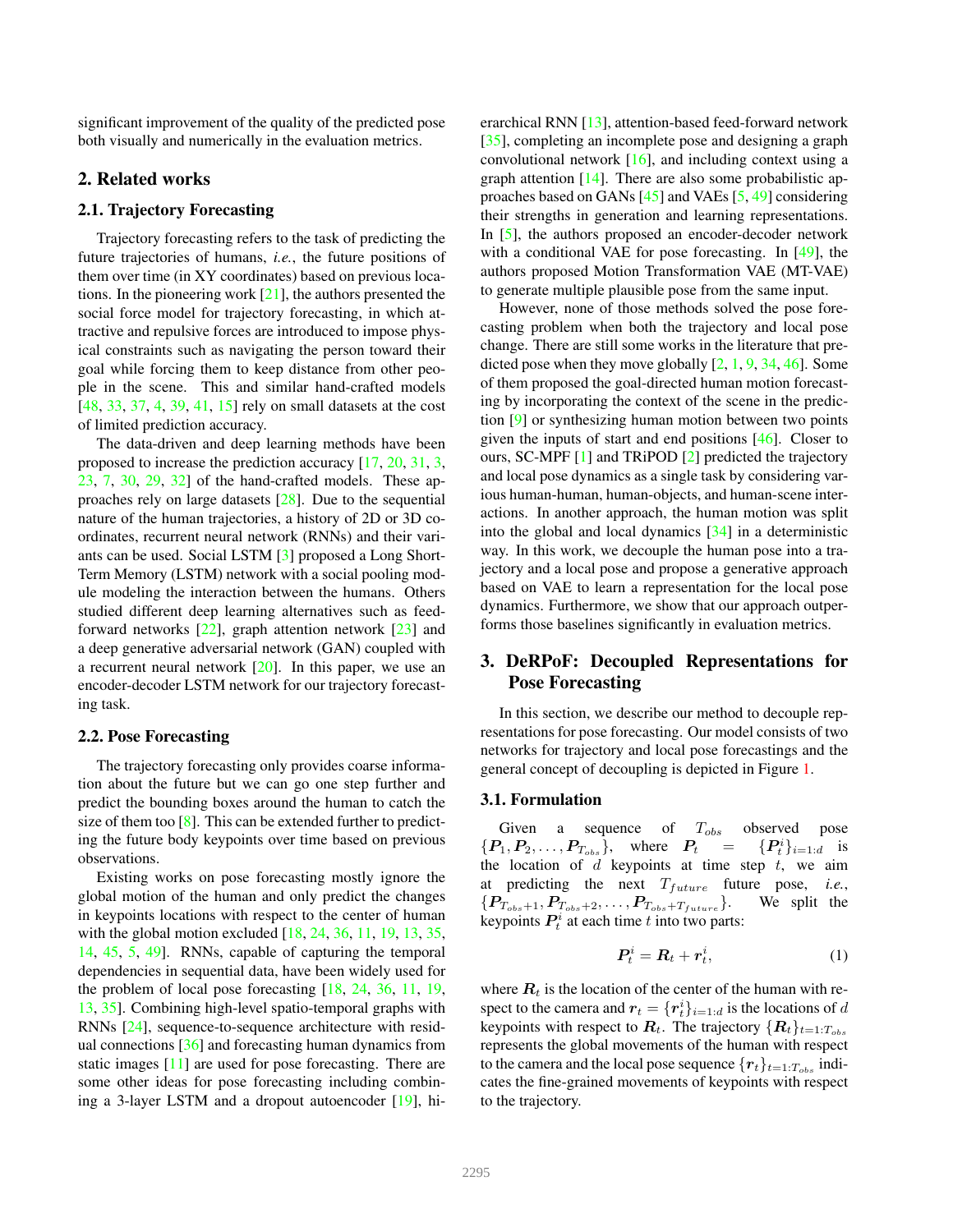significant improvement of the quality of the predicted pose both visually and numerically in the evaluation metrics.

## 2. Related works

### 2.1. Trajectory Forecasting

Trajectory forecasting refers to the task of predicting the future trajectories of humans, *i.e.*, the future positions of them over time (in XY coordinates) based on previous locations. In the pioneering work [21], the authors presented the social force model for trajectory forecasting, in which attractive and repulsive forces are introduced to impose physical constraints such as navigating the person toward their goal while forcing them to keep distance from other people in the scene. This and similar hand-crafted models [48, 33, 37, 4, 39, 41, 15] rely on small datasets at the cost of limited prediction accuracy.

The data-driven and deep learning methods have been proposed to increase the prediction accuracy [17, 20, 31, 3, 23, 7, 30, 29, 32] of the hand-crafted models. These approaches rely on large datasets [28]. Due to the sequential nature of the human trajectories, a history of 2D or 3D coordinates, recurrent neural network (RNNs) and their variants can be used. Social LSTM [3] proposed a Long Short-Term Memory (LSTM) network with a social pooling module modeling the interaction between the humans. Others studied different deep learning alternatives such as feed-forward networks [22], graph attention network [23] and a deep generative adversarial network (GAN) coupled with a recurrent neural network [20]. In this paper, we use an encoder-decoder LSTM network for our trajectory forecasting task.

### 2.2. Pose Forecasting

The trajectory forecasting only provides coarse information about the future but we can go one step further and predict the bounding boxes around the human to catch the size of them too [8]. This can be extended further to predicting the future body keypoints over time based on previous observations.

Existing works on pose forecasting mostly ignore the global motion of the human and only predict the changes in keypoints locations with respect to the center of human with the global motion excluded [18, 24, 36, 11, 19, 13, 35, 14, 45, 5, 49]. RNNs, capable of capturing the temporal dependencies in sequential data, have been widely used for the problem of local pose forecasting [18, 24, 36, 11, 19, 13, 35]. Combining high-level spatio-temporal graphs with RNNs [24], sequence-to-sequence architecture with residual connections [36] and forecasting human dynamics from static images [11] are used for pose forecasting. There are some other ideas for pose forecasting including combining a 3-layer LSTM and a dropout autoencoder [19], hierarchical RNN [13], attention-based feed-forward network [35], completing an incomplete pose and designing a graph convolutional network [16], and including context using a graph attention [14]. There are also some probabilistic approaches based on GANs [45] and VAEs [5, 49] considering their strengths in generation and learning representations. In [5], the authors proposed an encoder-decoder network with a conditional VAE for pose forecasting. In [49], the authors proposed Motion Transformation VAE (MT-VAE) to generate multiple plausible pose from the same input.

However, none of those methods solved the pose forecasting problem when both the trajectory and local pose change. There are still some works in the literature that predicted pose when they move globally [2, 1, 9, 34, 46]. Some of them proposed the goal-directed human motion forecasting by incorporating the context of the scene in the prediction [9] or synthesizing human motion between two points given the inputs of start and end positions [46]. Closer to ours, SC-MPF [1] and TRiPOD [2] predicted the trajectory and local pose dynamics as a single task by considering various human-human, human-objects, and human-scene interactions. In another approach, the human motion was split into the global and local dynamics [34] in a deterministic way. In this work, we decouple the human pose into a trajectory and a local pose and propose a generative approach based on VAE to learn a representation for the local pose dynamics. Furthermore, we show that our approach outperforms those baselines significantly in evaluation metrics.

## 3. DeRPoF: Decoupled Representations for Pose Forecasting

In this section, we describe our method to decouple representations for pose forecasting. Our model consists of two networks for trajectory and local pose forecastings and the general concept of decoupling is depicted in Figure 1.

### 3.1. Formulation

Given a sequence of $T_{obs}$ observed pose $\{\boldsymbol{P}_1, \boldsymbol{P}_2, \ldots, \boldsymbol{P}_{T_{obs}}\}$, where $\boldsymbol{P}_t = \{\boldsymbol{P}_t^i\}_{i=1:d}$ is the location of $d$ keypoints at time step $t$, we aim at predicting the next $T_{future}$ future pose, *i.e.*, $\{\boldsymbol{P}_{T_{obs}+1}, \boldsymbol{P}_{T_{obs}+2}, \ldots, \boldsymbol{P}_{T_{obs}+T_{future}}\}$. We split the keypoints $\boldsymbol{P}_t^i$ at each time $t$ into two parts:

$$\boldsymbol{P}_t^i = \boldsymbol{R}_t + \boldsymbol{r}_t^i, \tag{1}$$

where $\boldsymbol{R}_t$ is the location of the center of the human with respect to the camera and $\boldsymbol{r}_t = \{\boldsymbol{r}_t^i\}_{i=1:d}$ is the locations of $d$ keypoints with respect to $\boldsymbol{R}_t$. The trajectory $\{\boldsymbol{R}_t\}_{t=1:T_{obs}}$ represents the global movements of the human with respect to the camera and the local pose sequence $\{\boldsymbol{r}_t\}_{t=1:T_{obs}}$ indicates the fine-grained movements of keypoints with respect to the trajectory.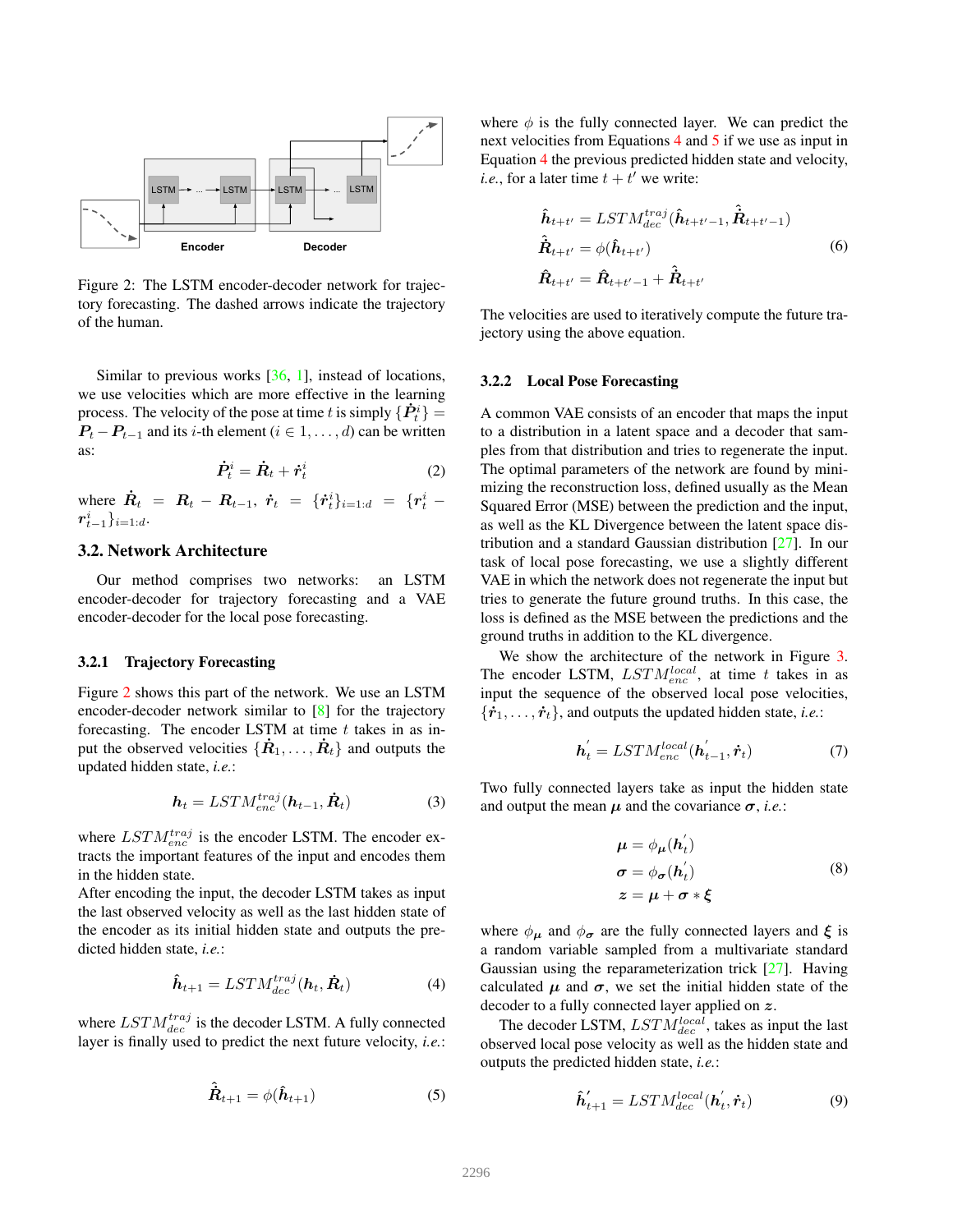Figure 2: The LSTM encoder-decoder network for trajectory forecasting. The dashed arrows indicate the trajectory of the human.

Similar to previous works [36, 1], instead of locations, we use velocities which are more effective in the learning process. The velocity of the pose at time $t$ is simply $\{\dot{\boldsymbol{P}}_t^i\} = \boldsymbol{P}_t - \boldsymbol{P}_{t-1}$ and its $i$-th element ($i \in 1, \dots, d$) can be written as:

$$\dot{\boldsymbol{P}}_t^i = \dot{\boldsymbol{R}}_t + \dot{\boldsymbol{r}}_t^i \tag{2}$$

where $\dot{\boldsymbol{R}}_t = \boldsymbol{R}_t - \boldsymbol{R}_{t-1}$, $\dot{\boldsymbol{r}}_t = \{\dot{\boldsymbol{r}}_t^i\}_{i=1:d} = \{\boldsymbol{r}_t^i - \boldsymbol{r}_{t-1}^i\}_{i=1:d}$.

## 3.2. Network Architecture

Our method comprises two networks: an LSTM encoder-decoder for trajectory forecasting and a VAE encoder-decoder for the local pose forecasting.

### 3.2.1 Trajectory Forecasting

Figure 2 shows this part of the network. We use an LSTM encoder-decoder network similar to [8] for the trajectory forecasting. The encoder LSTM at time $t$ takes in as input the observed velocities $\{\dot{\boldsymbol{R}}_1, \dots, \dot{\boldsymbol{R}}_t\}$ and outputs the updated hidden state, *i.e.*:

$$\boldsymbol{h}_t = LSTM_{enc}^{traj}(\boldsymbol{h}_{t-1}, \dot{\boldsymbol{R}}_t) \tag{3}$$

where $LSTM_{enc}^{traj}$ is the encoder LSTM. The encoder extracts the important features of the input and encodes them in the hidden state.
After encoding the input, the decoder LSTM takes as input the last observed velocity as well as the last hidden state of the encoder as its initial hidden state and outputs the predicted hidden state, *i.e.*:

$$\hat{\boldsymbol{h}}_{t+1} = LSTM_{dec}^{traj}(\boldsymbol{h}_t, \dot{\boldsymbol{R}}_t) \tag{4}$$

where $LSTM_{dec}^{traj}$ is the decoder LSTM. A fully connected layer is finally used to predict the next future velocity, *i.e.*:

$$\hat{\dot{\boldsymbol{R}}}_{t+1} = \phi(\hat{\boldsymbol{h}}_{t+1}) \tag{5}$$

where $\phi$ is the fully connected layer. We can predict the next velocities from Equations 4 and 5 if we use as input in Equation 4 the previous predicted hidden state and velocity, *i.e.*, for a later time $t + t'$ we write:

$$\begin{aligned}
\hat{\boldsymbol{h}}_{t+t'} &= LSTM_{dec}^{traj}(\hat{\boldsymbol{h}}_{t+t'-1}, \hat{\dot{\boldsymbol{R}}}_{t+t'-1}) \\
\hat{\dot{\boldsymbol{R}}}_{t+t'} &= \phi(\hat{\boldsymbol{h}}_{t+t'}) \\
\hat{\boldsymbol{R}}_{t+t'} &= \hat{\boldsymbol{R}}_{t+t'-1} + \hat{\dot{\boldsymbol{R}}}_{t+t'}
\end{aligned} \tag{6}$$

The velocities are used to iteratively compute the future trajectory using the above equation.

### 3.2.2 Local Pose Forecasting

A common VAE consists of an encoder that maps the input to a distribution in a latent space and a decoder that samples from that distribution and tries to regenerate the input. The optimal parameters of the network are found by minimizing the reconstruction loss, defined usually as the Mean Squared Error (MSE) between the prediction and the input, as well as the KL Divergence between the latent space distribution and a standard Gaussian distribution [27]. In our task of local pose forecasting, we use a slightly different VAE in which the network does not regenerate the input but tries to generate the future ground truths. In this case, the loss is defined as the MSE between the predictions and the ground truths in addition to the KL divergence.

We show the architecture of the network in Figure 3. The encoder LSTM, $LSTM_{enc}^{local}$, at time $t$ takes in as input the sequence of the observed local pose velocities, $\{\dot{\boldsymbol{r}}_1, \dots, \dot{\boldsymbol{r}}_t\}$, and outputs the updated hidden state, *i.e.*:

$$\boldsymbol{h}_t^{'} = LSTM_{enc}^{local}(\boldsymbol{h}_{t-1}^{'}, \dot{\boldsymbol{r}}_t) \tag{7}$$

Two fully connected layers take as input the hidden state and output the mean $\boldsymbol{\mu}$ and the covariance $\boldsymbol{\sigma}$, *i.e.*:

$$\begin{aligned}
\boldsymbol{\mu} &= \phi_{\boldsymbol{\mu}}(\boldsymbol{h}_t^{'}) \\
\boldsymbol{\sigma} &= \phi_{\boldsymbol{\sigma}}(\boldsymbol{h}_t^{'}) \\
\boldsymbol{z} &= \boldsymbol{\mu} + \boldsymbol{\sigma} * \boldsymbol{\xi}
\end{aligned} \tag{8}$$

where $\phi_{\boldsymbol{\mu}}$ and $\phi_{\boldsymbol{\sigma}}$ are the fully connected layers and $\boldsymbol{\xi}$ is a random variable sampled from a multivariate standard Gaussian using the reparameterization trick [27]. Having calculated $\boldsymbol{\mu}$ and $\boldsymbol{\sigma}$, we set the initial hidden state of the decoder to a fully connected layer applied on $\boldsymbol{z}$.

The decoder LSTM, $LSTM_{dec}^{local}$, takes as input the last observed local pose velocity as well as the hidden state and outputs the predicted hidden state, *i.e.*:

$$\hat{\boldsymbol{h}}_{t+1}^{'} = LSTM_{dec}^{local}(\boldsymbol{h}_t^{'}, \dot{\boldsymbol{r}}_t) \tag{9}$$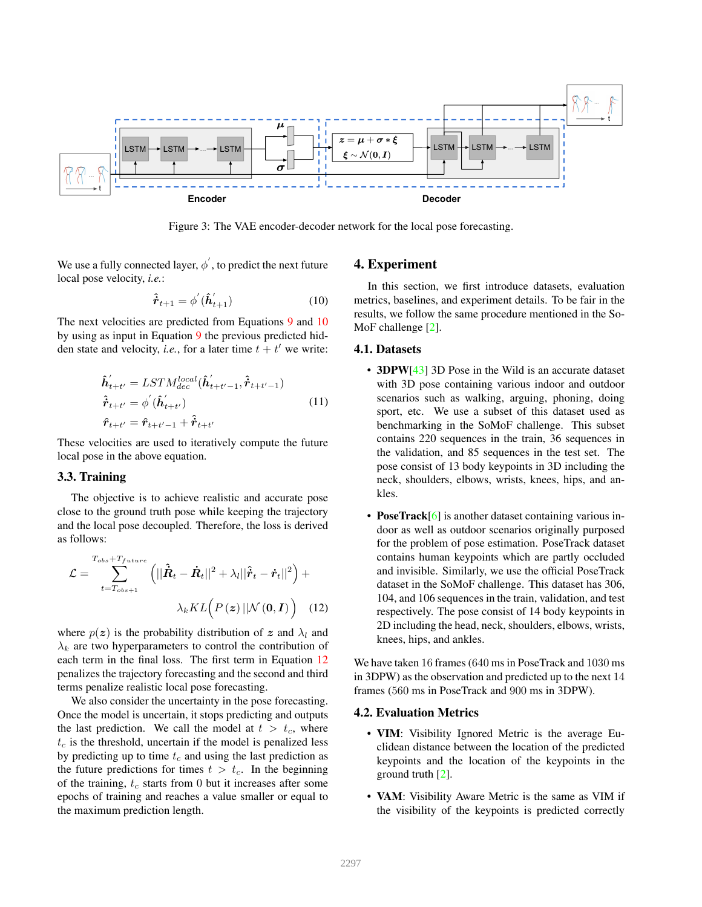Figure 3: The VAE encoder-decoder network for the local pose forecasting.

We use a fully connected layer, $\phi^{'}$, to predict the next future local pose velocity, *i.e.*:

$$\hat{\dot{\boldsymbol{r}}}_{t+1} = \phi^{'}(\hat{\boldsymbol{h}}^{'}_{t+1}) \tag{10}$$

The next velocities are predicted from Equations 9 and 10 by using as input in Equation 9 the previous predicted hidden state and velocity, *i.e.*, for a later time $t + t'$ we write:

$$\begin{aligned}
\hat{\boldsymbol{h}}^{'}_{t+t'} &= LSTM^{local}_{dec}(\hat{\boldsymbol{h}}^{'}_{t+t'-1}, \hat{\dot{\boldsymbol{r}}}_{t+t'-1}) \\
\hat{\dot{\boldsymbol{r}}}_{t+t'} &= \phi^{'}(\hat{\boldsymbol{h}}^{'}_{t+t'}) \\
\hat{\boldsymbol{r}}_{t+t'} &= \hat{\boldsymbol{r}}_{t+t'-1} + \hat{\dot{\boldsymbol{r}}}_{t+t'}
\end{aligned} \tag{11}$$

These velocities are used to iteratively compute the future local pose in the above equation.

### 3.3. Training

The objective is to achieve realistic and accurate pose close to the ground truth pose while keeping the trajectory and the local pose decoupled. Therefore, the loss is derived as follows:

$$\mathcal{L} = \sum_{t=T_{obs+1}}^{T_{obs}+T_{future}} \Big( ||\hat{\dot{\boldsymbol{R}}}_t - \dot{\boldsymbol{R}}_t||^2 + \lambda_l ||\hat{\dot{\boldsymbol{r}}}_t - \dot{\boldsymbol{r}}_t||^2 \Big) + \lambda_k KL\Big(P\left(\boldsymbol{z}\right) || \mathcal{N}\left(\boldsymbol{0}, \boldsymbol{I}\right)\Big) \tag{12}$$

where $p(\boldsymbol{z})$ is the probability distribution of $\boldsymbol{z}$ and $\lambda_l$ and $\lambda_k$ are two hyperparameters to control the contribution of each term in the final loss. The first term in Equation 12 penalizes the trajectory forecasting and the second and third terms penalize realistic local pose forecasting.

We also consider the uncertainty in the pose forecasting. Once the model is uncertain, it stops predicting and outputs the last prediction. We call the model at $t > t_c$, where $t_c$ is the threshold, uncertain if the model is penalized less by predicting up to time $t_c$ and using the last prediction as the future predictions for times $t > t_c$. In the beginning of the training, $t_c$ starts from 0 but it increases after some epochs of training and reaches a value smaller or equal to the maximum prediction length.

## 4. Experiment

In this section, we first introduce datasets, evaluation metrics, baselines, and experiment details. To be fair in the results, we follow the same procedure mentioned in the SoMoF challenge [2].

### 4.1. Datasets

- **3DPW**[43] 3D Pose in the Wild is an accurate dataset with 3D pose containing various indoor and outdoor scenarios such as walking, arguing, phoning, doing sport, etc. We use a subset of this dataset used as benchmarking in the SoMoF challenge. This subset contains 220 sequences in the train, 36 sequences in the validation, and 85 sequences in the test set. The pose consist of 13 body keypoints in 3D including the neck, shoulders, elbows, wrists, knees, hips, and ankles.

- **PoseTrack**[6] is another dataset containing various indoor as well as outdoor scenarios originally purposed for the problem of pose estimation. PoseTrack dataset contains human keypoints which are partly occluded and invisible. Similarly, we use the official PoseTrack dataset in the SoMoF challenge. This dataset has 306, 104, and 106 sequences in the train, validation, and test set respectively. The pose consist of 14 body keypoints in 2D including the head, neck, shoulders, elbows, wrists, knees, hips, and ankles.

We have taken 16 frames (640 ms in PoseTrack and 1030 ms in 3DPW) as the observation and predicted up to the next 14 frames (560 ms in PoseTrack and 900 ms in 3DPW).

### 4.2. Evaluation Metrics

- **VIM**: Visibility Ignored Metric is the average Euclidean distance between the location of the predicted keypoints and the location of the keypoints in the ground truth [2].

- **VAM**: Visibility Aware Metric is the same as VIM if the visibility of the keypoints is predicted correctly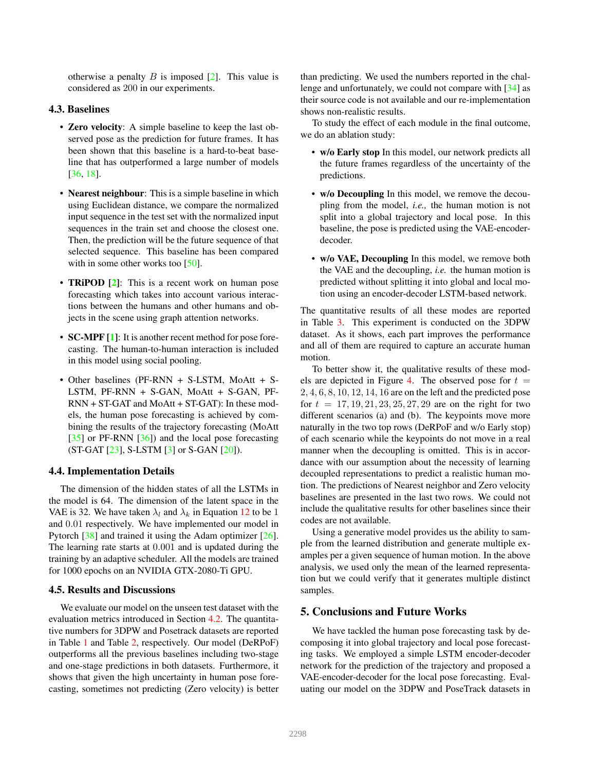otherwise a penalty $B$ is imposed [2]. This value is considered as 200 in our experiments.

### 4.3. Baselines

- **Zero velocity**: A simple baseline to keep the last observed pose as the prediction for future frames. It has been shown that this baseline is a hard-to-beat baseline that has outperformed a large number of models [36, 18].
- **Nearest neighbour**: This is a simple baseline in which using Euclidean distance, we compare the normalized input sequence in the test set with the normalized input sequences in the train set and choose the closest one. Then, the prediction will be the future sequence of that selected sequence. This baseline has been compared with in some other works too [50].
- **TRiPOD [2]**: This is a recent work on human pose forecasting which takes into account various interactions between the humans and other humans and objects in the scene using graph attention networks.
- **SC-MPF [1]**: It is another recent method for pose forecasting. The human-to-human interaction is included in this model using social pooling.
- Other baselines (PF-RNN + S-LSTM, MoAtt + S-LSTM, PF-RNN + S-GAN, MoAtt + S-GAN, PF-RNN + ST-GAT and MoAtt + ST-GAT): In these models, the human pose forecasting is achieved by combining the results of the trajectory forecasting (MoAtt [35] or PF-RNN [36]) and the local pose forecasting (ST-GAT [23], S-LSTM [3] or S-GAN [20]).

### 4.4. Implementation Details

The dimension of the hidden states of all the LSTMs in the model is 64. The dimension of the latent space in the VAE is 32. We have taken $\lambda_l$ and $\lambda_k$ in Equation 12 to be 1 and 0.01 respectively. We have implemented our model in Pytorch [38] and trained it using the Adam optimizer [26]. The learning rate starts at 0.001 and is updated during the training by an adaptive scheduler. All the models are trained for 1000 epochs on an NVIDIA GTX-2080-Ti GPU.

### 4.5. Results and Discussions

We evaluate our model on the unseen test dataset with the evaluation metrics introduced in Section 4.2. The quantitative numbers for 3DPW and Posetrack datasets are reported in Table 1 and Table 2, respectively. Our model (DeRPoF) outperforms all the previous baselines including two-stage and one-stage predictions in both datasets. Furthermore, it shows that given the high uncertainty in human pose forecasting, sometimes not predicting (Zero velocity) is better than predicting. We used the numbers reported in the challenge and unfortunately, we could not compare with [34] as their source code is not available and our re-implementation shows non-realistic results.

To study the effect of each module in the final outcome, we do an ablation study:

- **w/o Early stop** In this model, our network predicts all the future frames regardless of the uncertainty of the predictions.
- **w/o Decoupling** In this model, we remove the decoupling from the model, *i.e.,* the human motion is not split into a global trajectory and local pose. In this baseline, the pose is predicted using the VAE-encoder-decoder.
- **w/o VAE, Decoupling** In this model, we remove both the VAE and the decoupling, *i.e.* the human motion is predicted without splitting it into global and local motion using an encoder-decoder LSTM-based network.

The quantitative results of all these modes are reported in Table 3. This experiment is conducted on the 3DPW dataset. As it shows, each part improves the performance and all of them are required to capture an accurate human motion.

To better show it, the qualitative results of these models are depicted in Figure 4. The observed pose for $t = 2, 4, 6, 8, 10, 12, 14, 16$ are on the left and the predicted pose for $t = 17, 19, 21, 23, 25, 27, 29$ are on the right for two different scenarios (a) and (b). The keypoints move more naturally in the two top rows (DeRPoF and w/o Early stop) of each scenario while the keypoints do not move in a real manner when the decoupling is omitted. This is in accordance with our assumption about the necessity of learning decoupled representations to predict a realistic human motion. The predictions of Nearest neighbor and Zero velocity baselines are presented in the last two rows. We could not include the qualitative results for other baselines since their codes are not available.

Using a generative model provides us the ability to sample from the learned distribution and generate multiple examples per a given sequence of human motion. In the above analysis, we used only the mean of the learned representation but we could verify that it generates multiple distinct samples.

## 5. Conclusions and Future Works

We have tackled the human pose forecasting task by decomposing it into global trajectory and local pose forecasting tasks. We employed a simple LSTM encoder-decoder network for the prediction of the trajectory and proposed a VAE-encoder-decoder for the local pose forecasting. Evaluating our model on the 3DPW and PoseTrack datasets in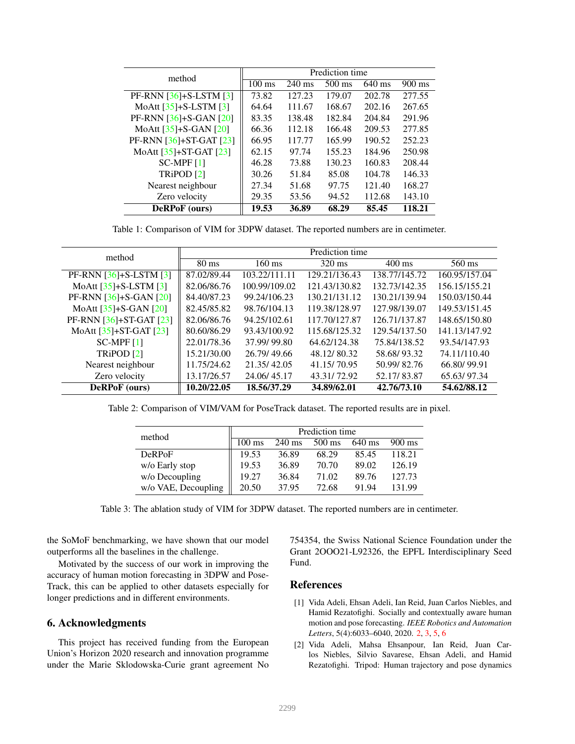| method | Prediction time | | | | |
|---|---|---|---|---|---|
| | 100 ms | 240 ms | 500 ms | 640 ms | 900 ms |
| PF-RNN [36]+S-LSTM [3] | 73.82 | 127.23 | 179.07 | 202.78 | 277.55 |
| MoAtt [35]+S-LSTM [3] | 64.64 | 111.67 | 168.67 | 202.16 | 267.65 |
| PF-RNN [36]+S-GAN [20] | 83.35 | 138.48 | 182.84 | 204.84 | 291.96 |
| MoAtt [35]+S-GAN [20] | 66.36 | 112.18 | 166.48 | 209.53 | 277.85 |
| PF-RNN [36]+ST-GAT [23] | 66.95 | 117.77 | 165.99 | 190.52 | 252.23 |
| MoAtt [35]+ST-GAT [23] | 62.15 | 97.74 | 155.23 | 184.96 | 250.98 |
| SC-MPF [1] | 46.28 | 73.88 | 130.23 | 160.83 | 208.44 |
| TRiPOD [2] | 30.26 | 51.84 | 85.08 | 104.78 | 146.33 |
| Nearest neighbour | 27.34 | 51.68 | 97.75 | 121.40 | 168.27 |
| Zero velocity | 29.35 | 53.56 | 94.52 | 112.68 | 143.10 |
| **DeRPoF (ours)** | **19.53** | **36.89** | **68.29** | **85.45** | **118.21** |

Table 1: Comparison of VIM for 3DPW dataset. The reported numbers are in centimeter.

| method | Prediction time | | | | |
|---|---|---|---|---|---|
| | 80 ms | 160 ms | 320 ms | 400 ms | 560 ms |
| PF-RNN [36]+S-LSTM [3] | 87.02/89.44 | 103.22/111.11 | 129.21/136.43 | 138.77/145.72 | 160.95/157.04 |
| MoAtt [35]+S-LSTM [3] | 82.06/86.76 | 100.99/109.02 | 121.43/130.82 | 132.73/142.35 | 156.15/155.21 |
| PF-RNN [36]+S-GAN [20] | 84.40/87.23 | 99.24/106.23 | 130.21/131.12 | 130.21/139.94 | 150.03/150.44 |
| MoAtt [35]+S-GAN [20] | 82.45/85.82 | 98.76/104.13 | 119.38/128.97 | 127.98/139.07 | 149.53/151.45 |
| PF-RNN [36]+ST-GAT [23] | 82.06/86.76 | 94.25/102.61 | 117.70/127.87 | 126.71/137.87 | 148.65/150.80 |
| MoAtt [35]+ST-GAT [23] | 80.60/86.29 | 93.43/100.92 | 115.68/125.32 | 129.54/137.50 | 141.13/147.92 |
| SC-MPF [1] | 22.01/78.36 | 37.99/ 99.80 | 64.62/124.38 | 75.84/138.52 | 93.54/147.93 |
| TRiPOD [2] | 15.21/30.00 | 26.79/ 49.66 | 48.12/ 80.32 | 58.68/ 93.32 | 74.11/110.40 |
| Nearest neighbour | 11.75/24.62 | 21.35/ 42.05 | 41.15/ 70.95 | 50.99/ 82.76 | 66.80/ 99.91 |
| Zero velocity | 13.17/26.57 | 24.06/ 45.17 | 43.31/ 72.92 | 52.17/ 83.87 | 65.63/ 97.34 |
| **DeRPoF (ours)** | **10.20/22.05** | **18.56/37.29** | **34.89/62.01** | **42.76/73.10** | **54.62/88.12** |

Table 2: Comparison of VIM/VAM for PoseTrack dataset. The reported results are in pixel.

| method | Prediction time | | | | |
|---|---|---|---|---|---|
| | 100 ms | 240 ms | 500 ms | 640 ms | 900 ms |
| DeRPoF | 19.53 | 36.89 | 68.29 | 85.45 | 118.21 |
| w/o Early stop | 19.53 | 36.89 | 70.70 | 89.02 | 126.19 |
| w/o Decoupling | 19.27 | 36.84 | 71.02 | 89.76 | 127.73 |
| w/o VAE, Decoupling | 20.50 | 37.95 | 72.68 | 91.94 | 131.99 |

Table 3: The ablation study of VIM for 3DPW dataset. The reported numbers are in centimeter.

the SoMoF benchmarking, we have shown that our model outperforms all the baselines in the challenge.

Motivated by the success of our work in improving the accuracy of human motion forecasting in 3DPW and PoseTrack, this can be applied to other datasets especially for longer predictions and in different environments.

## 6. Acknowledgments

This project has received funding from the European Union's Horizon 2020 research and innovation programme under the Marie Sklodowska-Curie grant agreement No 754354, the Swiss National Science Foundation under the Grant 2OO21-L92326, the EPFL Interdisciplinary Seed Fund.

## References

[1] Vida Adeli, Ehsan Adeli, Ian Reid, Juan Carlos Niebles, and Hamid Rezatofighi. Socially and contextually aware human motion and pose forecasting. *IEEE Robotics and Automation Letters*, 5(4):6033–6040, 2020. 2, 3, 5, 6

[2] Vida Adeli, Mahsa Ehsanpour, Ian Reid, Juan Carlos Niebles, Silvio Savarese, Ehsan Adeli, and Hamid Rezatofighi. Tripod: Human trajectory and pose dynamics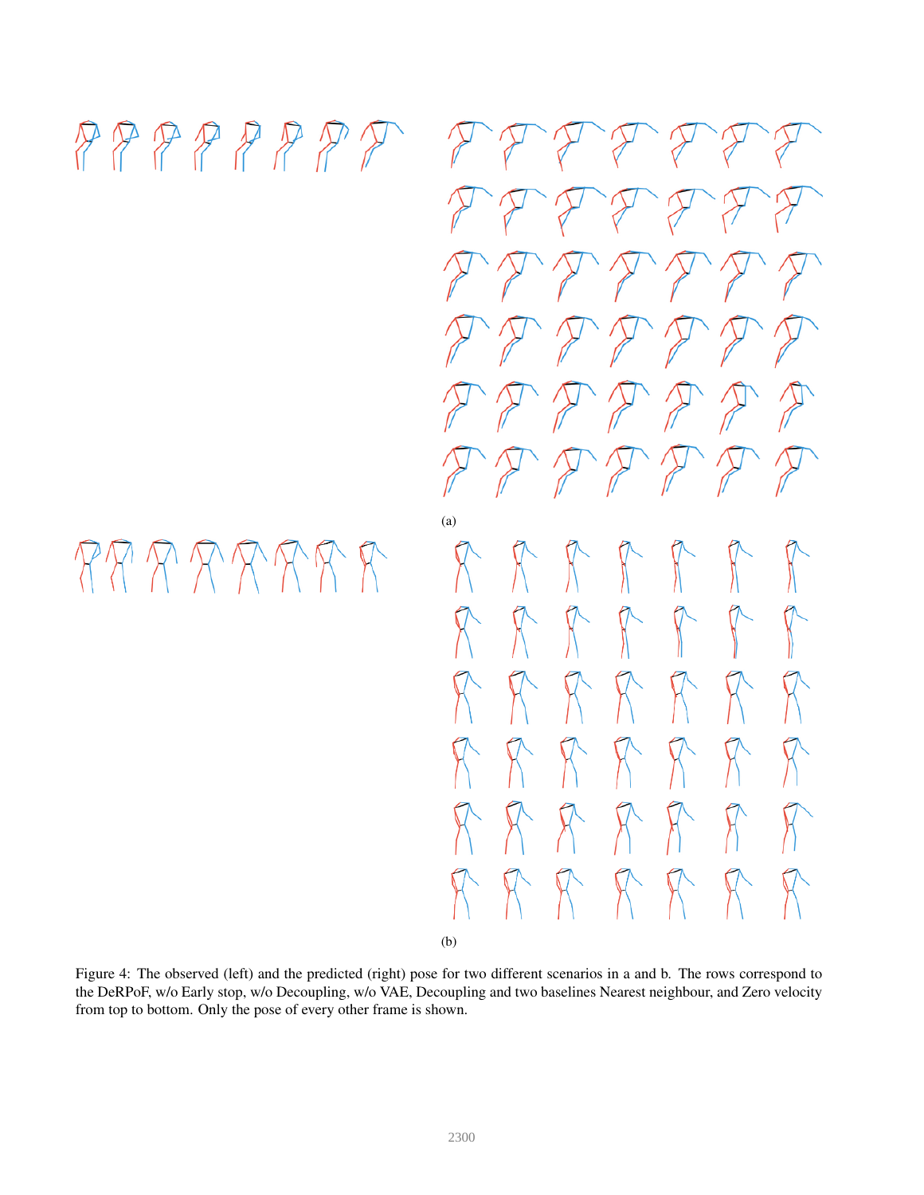(a)

(b)

Figure 4: The observed (left) and the predicted (right) pose for two different scenarios in a and b. The rows correspond to the DeRPoF, w/o Early stop, w/o Decoupling, w/o VAE, Decoupling and two baselines Nearest neighbour, and Zero velocity from top to bottom. Only the pose of every other frame is shown.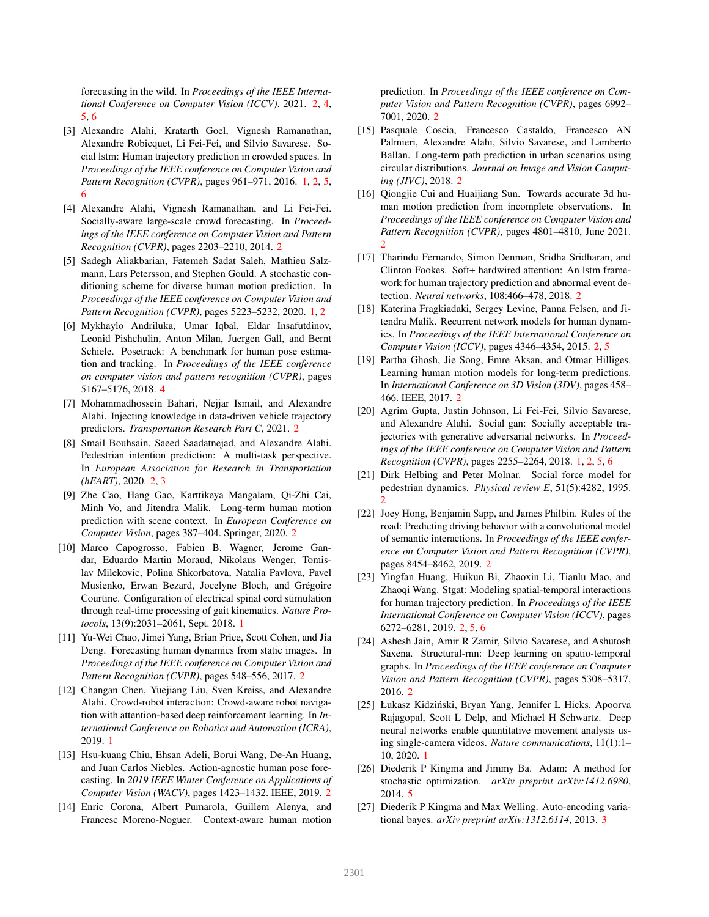forecasting in the wild. In *Proceedings of the IEEE International Conference on Computer Vision (ICCV)*, 2021. 2, 4, 5, 6

[3] Alexandre Alahi, Kratarth Goel, Vignesh Ramanathan, Alexandre Robicquet, Li Fei-Fei, and Silvio Savarese. Social lstm: Human trajectory prediction in crowded spaces. In *Proceedings of the IEEE conference on Computer Vision and Pattern Recognition (CVPR)*, pages 961–971, 2016. 1, 2, 5, 6

[4] Alexandre Alahi, Vignesh Ramanathan, and Li Fei-Fei. Socially-aware large-scale crowd forecasting. In *Proceedings of the IEEE conference on Computer Vision and Pattern Recognition (CVPR)*, pages 2203–2210, 2014. 2

[5] Sadegh Aliakbarian, Fatemeh Sadat Saleh, Mathieu Salzmann, Lars Petersson, and Stephen Gould. A stochastic conditioning scheme for diverse human motion prediction. In *Proceedings of the IEEE conference on Computer Vision and Pattern Recognition (CVPR)*, pages 5223–5232, 2020. 1, 2

[6] Mykhaylo Andriluka, Umar Iqbal, Eldar Insafutdinov, Leonid Pishchulin, Anton Milan, Juergen Gall, and Bernt Schiele. Posetrack: A benchmark for human pose estimation and tracking. In *Proceedings of the IEEE conference on computer vision and pattern recognition (CVPR)*, pages 5167–5176, 2018. 4

[7] Mohammadhossein Bahari, Nejjar Ismail, and Alexandre Alahi. Injecting knowledge in data-driven vehicle trajectory predictors. *Transportation Research Part C*, 2021. 2

[8] Smail Bouhsain, Saeed Saadatnejad, and Alexandre Alahi. Pedestrian intention prediction: A multi-task perspective. In *European Association for Research in Transportation (hEART)*, 2020. 2, 3

[9] Zhe Cao, Hang Gao, Karttikeya Mangalam, Qi-Zhi Cai, Minh Vo, and Jitendra Malik. Long-term human motion prediction with scene context. In *European Conference on Computer Vision*, pages 387–404. Springer, 2020. 2

[10] Marco Capogrosso, Fabien B. Wagner, Jerome Gandar, Eduardo Martin Moraud, Nikolaus Wenger, Tomislav Milekovic, Polina Shkorbatova, Natalia Pavlova, Pavel Musienko, Erwan Bezard, Jocelyne Bloch, and Grégoire Courtine. Configuration of electrical spinal cord stimulation through real-time processing of gait kinematics. *Nature Protocols*, 13(9):2031–2061, Sept. 2018. 1

[11] Yu-Wei Chao, Jimei Yang, Brian Price, Scott Cohen, and Jia Deng. Forecasting human dynamics from static images. In *Proceedings of the IEEE conference on Computer Vision and Pattern Recognition (CVPR)*, pages 548–556, 2017. 2

[12] Changan Chen, Yuejiang Liu, Sven Kreiss, and Alexandre Alahi. Crowd-robot interaction: Crowd-aware robot navigation with attention-based deep reinforcement learning. In *International Conference on Robotics and Automation (ICRA)*, 2019. 1

[13] Hsu-kuang Chiu, Ehsan Adeli, Borui Wang, De-An Huang, and Juan Carlos Niebles. Action-agnostic human pose forecasting. In *2019 IEEE Winter Conference on Applications of Computer Vision (WACV)*, pages 1423–1432. IEEE, 2019. 2

[14] Enric Corona, Albert Pumarola, Guillem Alenya, and Francesc Moreno-Noguer. Context-aware human motion prediction. In *Proceedings of the IEEE conference on Computer Vision and Pattern Recognition (CVPR)*, pages 6992–7001, 2020. 2

[15] Pasquale Coscia, Francesco Castaldo, Francesco AN Palmieri, Alexandre Alahi, Silvio Savarese, and Lamberto Ballan. Long-term path prediction in urban scenarios using circular distributions. *Journal on Image and Vision Computing (JIVC)*, 2018. 2

[16] Qiongjie Cui and Huaijiang Sun. Towards accurate 3d human motion prediction from incomplete observations. In *Proceedings of the IEEE conference on Computer Vision and Pattern Recognition (CVPR)*, pages 4801–4810, June 2021. 2

[17] Tharindu Fernando, Simon Denman, Sridha Sridharan, and Clinton Fookes. Soft+ hardwired attention: An lstm framework for human trajectory prediction and abnormal event detection. *Neural networks*, 108:466–478, 2018. 2

[18] Katerina Fragkiadaki, Sergey Levine, Panna Felsen, and Jitendra Malik. Recurrent network models for human dynamics. In *Proceedings of the IEEE International Conference on Computer Vision (ICCV)*, pages 4346–4354, 2015. 2, 5

[19] Partha Ghosh, Jie Song, Emre Aksan, and Otmar Hilliges. Learning human motion models for long-term predictions. In *International Conference on 3D Vision (3DV)*, pages 458–466. IEEE, 2017. 2

[20] Agrim Gupta, Justin Johnson, Li Fei-Fei, Silvio Savarese, and Alexandre Alahi. Social gan: Socially acceptable trajectories with generative adversarial networks. In *Proceedings of the IEEE conference on Computer Vision and Pattern Recognition (CVPR)*, pages 2255–2264, 2018. 1, 2, 5, 6

[21] Dirk Helbing and Peter Molnar. Social force model for pedestrian dynamics. *Physical review E*, 51(5):4282, 1995. 2

[22] Joey Hong, Benjamin Sapp, and James Philbin. Rules of the road: Predicting driving behavior with a convolutional model of semantic interactions. In *Proceedings of the IEEE conference on Computer Vision and Pattern Recognition (CVPR)*, pages 8454–8462, 2019. 2

[23] Yingfan Huang, Huikun Bi, Zhaoxin Li, Tianlu Mao, and Zhaoqi Wang. Stgat: Modeling spatial-temporal interactions for human trajectory prediction. In *Proceedings of the IEEE International Conference on Computer Vision (ICCV)*, pages 6272–6281, 2019. 2, 5, 6

[24] Ashesh Jain, Amir R Zamir, Silvio Savarese, and Ashutosh Saxena. Structural-rnn: Deep learning on spatio-temporal graphs. In *Proceedings of the IEEE conference on Computer Vision and Pattern Recognition (CVPR)*, pages 5308–5317, 2016. 2

[25] Łukasz Kidziński, Bryan Yang, Jennifer L Hicks, Apoorva Rajagopal, Scott L Delp, and Michael H Schwartz. Deep neural networks enable quantitative movement analysis using single-camera videos. *Nature communications*, 11(1):1–10, 2020. 1

[26] Diederik P Kingma and Jimmy Ba. Adam: A method for stochastic optimization. *arXiv preprint arXiv:1412.6980*, 2014. 5

[27] Diederik P Kingma and Max Welling. Auto-encoding variational bayes. *arXiv preprint arXiv:1312.6114*, 2013. 3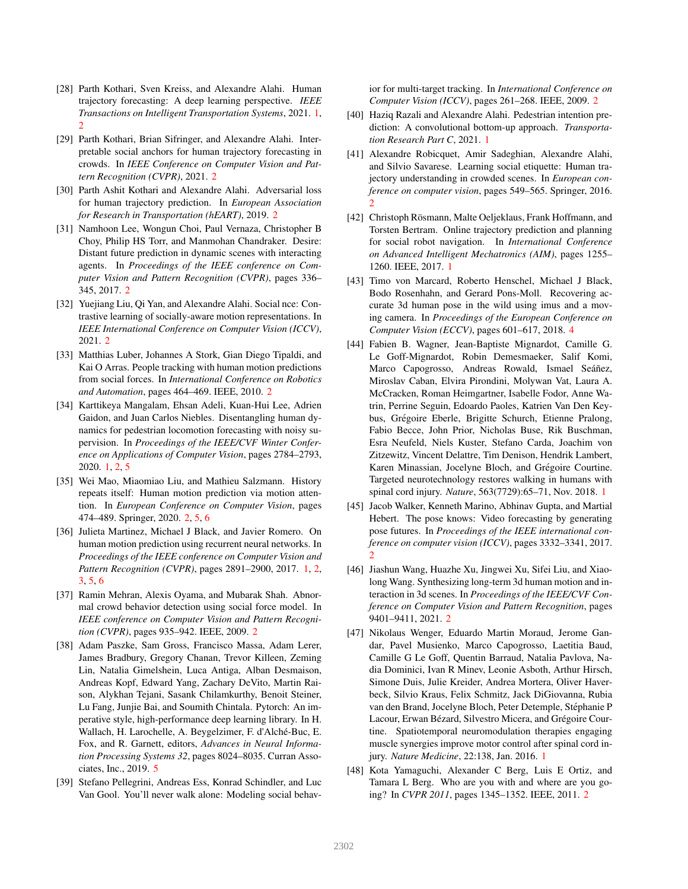- [28] Parth Kothari, Sven Kreiss, and Alexandre Alahi. Human trajectory forecasting: A deep learning perspective. *IEEE Transactions on Intelligent Transportation Systems*, 2021. 1, 2
- [29] Parth Kothari, Brian Sifringer, and Alexandre Alahi. Interpretable social anchors for human trajectory forecasting in crowds. In *IEEE Conference on Computer Vision and Pattern Recognition (CVPR)*, 2021. 2
- [30] Parth Ashit Kothari and Alexandre Alahi. Adversarial loss for human trajectory prediction. In *European Association for Research in Transportation (hEART)*, 2019. 2
- [31] Namhoon Lee, Wongun Choi, Paul Vernaza, Christopher B Choy, Philip HS Torr, and Manmohan Chandraker. Desire: Distant future prediction in dynamic scenes with interacting agents. In *Proceedings of the IEEE conference on Computer Vision and Pattern Recognition (CVPR)*, pages 336–345, 2017. 2
- [32] Yuejiang Liu, Qi Yan, and Alexandre Alahi. Social nce: Contrastive learning of socially-aware motion representations. In *IEEE International Conference on Computer Vision (ICCV)*, 2021. 2
- [33] Matthias Luber, Johannes A Stork, Gian Diego Tipaldi, and Kai O Arras. People tracking with human motion predictions from social forces. In *International Conference on Robotics and Automation*, pages 464–469. IEEE, 2010. 2
- [34] Karttikeya Mangalam, Ehsan Adeli, Kuan-Hui Lee, Adrien Gaidon, and Juan Carlos Niebles. Disentangling human dynamics for pedestrian locomotion forecasting with noisy supervision. In *Proceedings of the IEEE/CVF Winter Conference on Applications of Computer Vision*, pages 2784–2793, 2020. 1, 2, 5
- [35] Wei Mao, Miaomiao Liu, and Mathieu Salzmann. History repeats itself: Human motion prediction via motion attention. In *European Conference on Computer Vision*, pages 474–489. Springer, 2020. 2, 5, 6
- [36] Julieta Martinez, Michael J Black, and Javier Romero. On human motion prediction using recurrent neural networks. In *Proceedings of the IEEE conference on Computer Vision and Pattern Recognition (CVPR)*, pages 2891–2900, 2017. 1, 2, 3, 5, 6
- [37] Ramin Mehran, Alexis Oyama, and Mubarak Shah. Abnormal crowd behavior detection using social force model. In *IEEE conference on Computer Vision and Pattern Recognition (CVPR)*, pages 935–942. IEEE, 2009. 2
- [38] Adam Paszke, Sam Gross, Francisco Massa, Adam Lerer, James Bradbury, Gregory Chanan, Trevor Killeen, Zeming Lin, Natalia Gimelshein, Luca Antiga, Alban Desmaison, Andreas Kopf, Edward Yang, Zachary DeVito, Martin Raison, Alykhan Tejani, Sasank Chilamkurthy, Benoit Steiner, Lu Fang, Junjie Bai, and Soumith Chintala. Pytorch: An imperative style, high-performance deep learning library. In H. Wallach, H. Larochelle, A. Beygelzimer, F. d'Alché-Buc, E. Fox, and R. Garnett, editors, *Advances in Neural Information Processing Systems 32*, pages 8024–8035. Curran Associates, Inc., 2019. 5
- [39] Stefano Pellegrini, Andreas Ess, Konrad Schindler, and Luc Van Gool. You'll never walk alone: Modeling social behavior for multi-target tracking. In *International Conference on Computer Vision (ICCV)*, pages 261–268. IEEE, 2009. 2
- [40] Haziq Razali and Alexandre Alahi. Pedestrian intention prediction: A convolutional bottom-up approach. *Transportation Research Part C*, 2021. 1
- [41] Alexandre Robicquet, Amir Sadeghian, Alexandre Alahi, and Silvio Savarese. Learning social etiquette: Human trajectory understanding in crowded scenes. In *European conference on computer vision*, pages 549–565. Springer, 2016. 2
- [42] Christoph Rösmann, Malte Oeljeklaus, Frank Hoffmann, and Torsten Bertram. Online trajectory prediction and planning for social robot navigation. In *International Conference on Advanced Intelligent Mechatronics (AIM)*, pages 1255–1260. IEEE, 2017. 1
- [43] Timo von Marcard, Roberto Henschel, Michael J Black, Bodo Rosenhahn, and Gerard Pons-Moll. Recovering accurate 3d human pose in the wild using imus and a moving camera. In *Proceedings of the European Conference on Computer Vision (ECCV)*, pages 601–617, 2018. 4
- [44] Fabien B. Wagner, Jean-Baptiste Mignardot, Camille G. Le Goff-Mignardot, Robin Demesmaeker, Salif Komi, Marco Capogrosso, Andreas Rowald, Ismael Seáñez, Miroslav Caban, Elvira Pirondini, Molywan Vat, Laura A. McCracken, Roman Heimgartner, Isabelle Fodor, Anne Watrin, Perrine Seguin, Edoardo Paoles, Katrien Van Den Keybus, Grégoire Eberle, Brigitte Schurch, Etienne Pralong, Fabio Becce, John Prior, Nicholas Buse, Rik Buschman, Esra Neufeld, Niels Kuster, Stefano Carda, Joachim von Zitzewitz, Vincent Delattre, Tim Denison, Hendrik Lambert, Karen Minassian, Jocelyne Bloch, and Grégoire Courtine. Targeted neurotechnology restores walking in humans with spinal cord injury. *Nature*, 563(7729):65–71, Nov. 2018. 1
- [45] Jacob Walker, Kenneth Marino, Abhinav Gupta, and Martial Hebert. The pose knows: Video forecasting by generating pose futures. In *Proceedings of the IEEE international conference on computer vision (ICCV)*, pages 3332–3341, 2017. 2
- [46] Jiashun Wang, Huazhe Xu, Jingwei Xu, Sifei Liu, and Xiaolong Wang. Synthesizing long-term 3d human motion and interaction in 3d scenes. In *Proceedings of the IEEE/CVF Conference on Computer Vision and Pattern Recognition*, pages 9401–9411, 2021. 2
- [47] Nikolaus Wenger, Eduardo Martin Moraud, Jerome Gandar, Pavel Musienko, Marco Capogrosso, Laetitia Baud, Camille G Le Goff, Quentin Barraud, Natalia Pavlova, Nadia Dominici, Ivan R Minev, Leonie Asboth, Arthur Hirsch, Simone Duis, Julie Kreider, Andrea Mortera, Oliver Haverbeck, Silvio Kraus, Felix Schmitz, Jack DiGiovanna, Rubia van den Brand, Jocelyne Bloch, Peter Detemple, Stéphanie P Lacour, Erwan Bézard, Silvestro Micera, and Grégoire Courtine. Spatiotemporal neuromodulation therapies engaging muscle synergies improve motor control after spinal cord injury. *Nature Medicine*, 22:138, Jan. 2016. 1
- [48] Kota Yamaguchi, Alexander C Berg, Luis E Ortiz, and Tamara L Berg. Who are you with and where are you going? In *CVPR 2011*, pages 1345–1352. IEEE, 2011. 2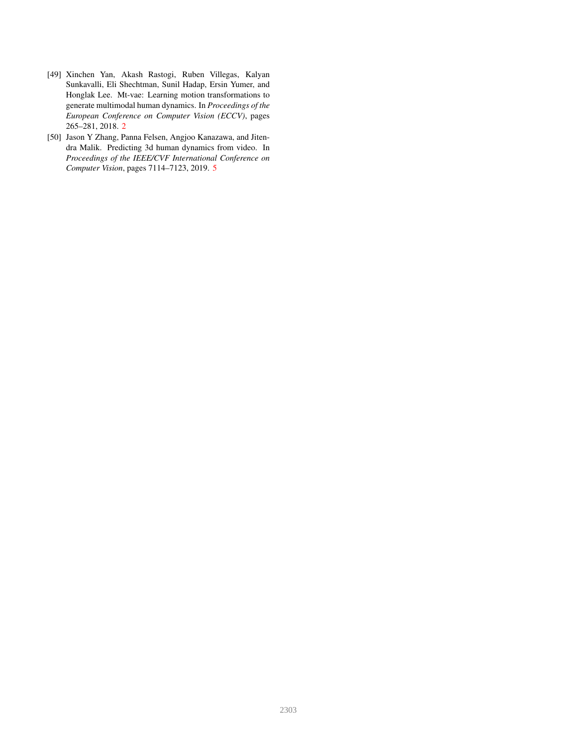[49] Xinchen Yan, Akash Rastogi, Ruben Villegas, Kalyan Sunkavalli, Eli Shechtman, Sunil Hadap, Ersin Yumer, and Honglak Lee. Mt-vae: Learning motion transformations to generate multimodal human dynamics. In *Proceedings of the European Conference on Computer Vision (ECCV)*, pages 265–281, 2018. 2

[50] Jason Y Zhang, Panna Felsen, Angjoo Kanazawa, and Jitendra Malik. Predicting 3d human dynamics from video. In *Proceedings of the IEEE/CVF International Conference on Computer Vision*, pages 7114–7123, 2019. 5